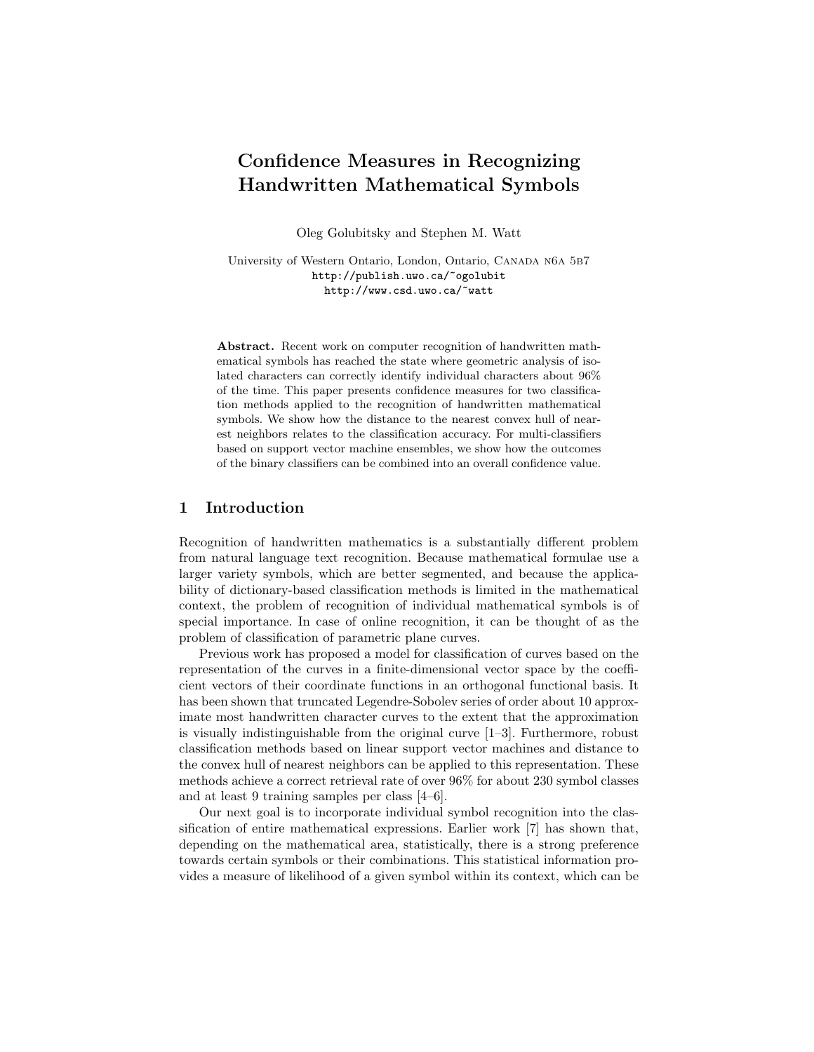# Confidence Measures in Recognizing Handwritten Mathematical Symbols

Oleg Golubitsky and Stephen M. Watt

University of Western Ontario, London, Ontario, Canada N6A 5B7
http://publish.uwo.ca/~ogolubit
http://www.csd.uwo.ca/~watt

**Abstract.** Recent work on computer recognition of handwritten mathematical symbols has reached the state where geometric analysis of isolated characters can correctly identify individual characters about 96% of the time. This paper presents confidence measures for two classification methods applied to the recognition of handwritten mathematical symbols. We show how the distance to the nearest convex hull of nearest neighbors relates to the classification accuracy. For multi-classifiers based on support vector machine ensembles, we show how the outcomes of the binary classifiers can be combined into an overall confidence value.

## 1 Introduction

Recognition of handwritten mathematics is a substantially different problem from natural language text recognition. Because mathematical formulae use a larger variety symbols, which are better segmented, and because the applicability of dictionary-based classification methods is limited in the mathematical context, the problem of recognition of individual mathematical symbols is of special importance. In case of online recognition, it can be thought of as the problem of classification of parametric plane curves.

Previous work has proposed a model for classification of curves based on the representation of the curves in a finite-dimensional vector space by the coefficient vectors of their coordinate functions in an orthogonal functional basis. It has been shown that truncated Legendre-Sobolev series of order about 10 approximate most handwritten character curves to the extent that the approximation is visually indistinguishable from the original curve [1–3]. Furthermore, robust classification methods based on linear support vector machines and distance to the convex hull of nearest neighbors can be applied to this representation. These methods achieve a correct retrieval rate of over 96% for about 230 symbol classes and at least 9 training samples per class [4–6].

Our next goal is to incorporate individual symbol recognition into the classification of entire mathematical expressions. Earlier work [7] has shown that, depending on the mathematical area, statistically, there is a strong preference towards certain symbols or their combinations. This statistical information provides a measure of likelihood of a given symbol within its context, which can be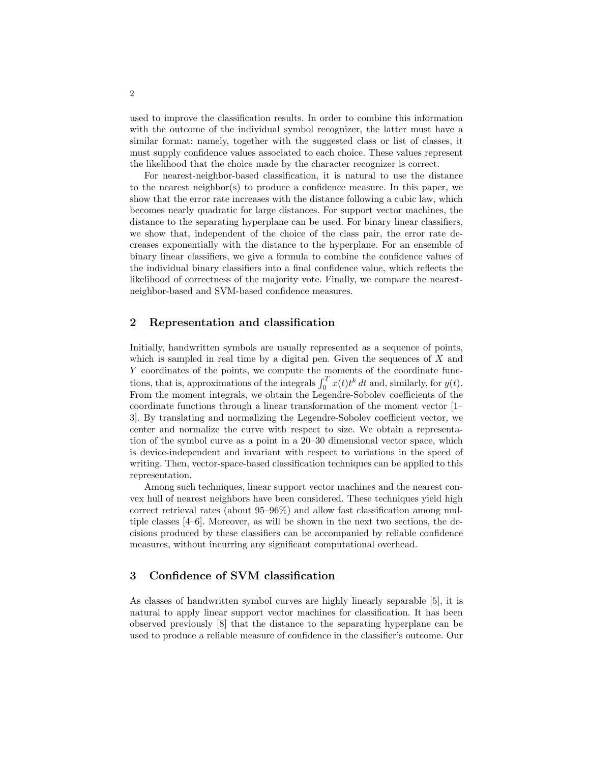used to improve the classification results. In order to combine this information with the outcome of the individual symbol recognizer, the latter must have a similar format: namely, together with the suggested class or list of classes, it must supply confidence values associated to each choice. These values represent the likelihood that the choice made by the character recognizer is correct.

For nearest-neighbor-based classification, it is natural to use the distance to the nearest neighbor(s) to produce a confidence measure. In this paper, we show that the error rate increases with the distance following a cubic law, which becomes nearly quadratic for large distances. For support vector machines, the distance to the separating hyperplane can be used. For binary linear classifiers, we show that, independent of the choice of the class pair, the error rate decreases exponentially with the distance to the hyperplane. For an ensemble of binary linear classifiers, we give a formula to combine the confidence values of the individual binary classifiers into a final confidence value, which reflects the likelihood of correctness of the majority vote. Finally, we compare the nearest-neighbor-based and SVM-based confidence measures.

## 2 Representation and classification

Initially, handwritten symbols are usually represented as a sequence of points, which is sampled in real time by a digital pen. Given the sequences of $X$ and $Y$ coordinates of the points, we compute the moments of the coordinate functions, that is, approximations of the integrals $\int_0^T x(t)t^k \, dt$ and, similarly, for $y(t)$. From the moment integrals, we obtain the Legendre-Sobolev coefficients of the coordinate functions through a linear transformation of the moment vector [1–3]. By translating and normalizing the Legendre-Sobolev coefficient vector, we center and normalize the curve with respect to size. We obtain a representation of the symbol curve as a point in a 20–30 dimensional vector space, which is device-independent and invariant with respect to variations in the speed of writing. Then, vector-space-based classification techniques can be applied to this representation.

Among such techniques, linear support vector machines and the nearest convex hull of nearest neighbors have been considered. These techniques yield high correct retrieval rates (about 95–96%) and allow fast classification among multiple classes [4–6]. Moreover, as will be shown in the next two sections, the decisions produced by these classifiers can be accompanied by reliable confidence measures, without incurring any significant computational overhead.

## 3 Confidence of SVM classification

As classes of handwritten symbol curves are highly linearly separable [5], it is natural to apply linear support vector machines for classification. It has been observed previously [8] that the distance to the separating hyperplane can be used to produce a reliable measure of confidence in the classifier's outcome. Our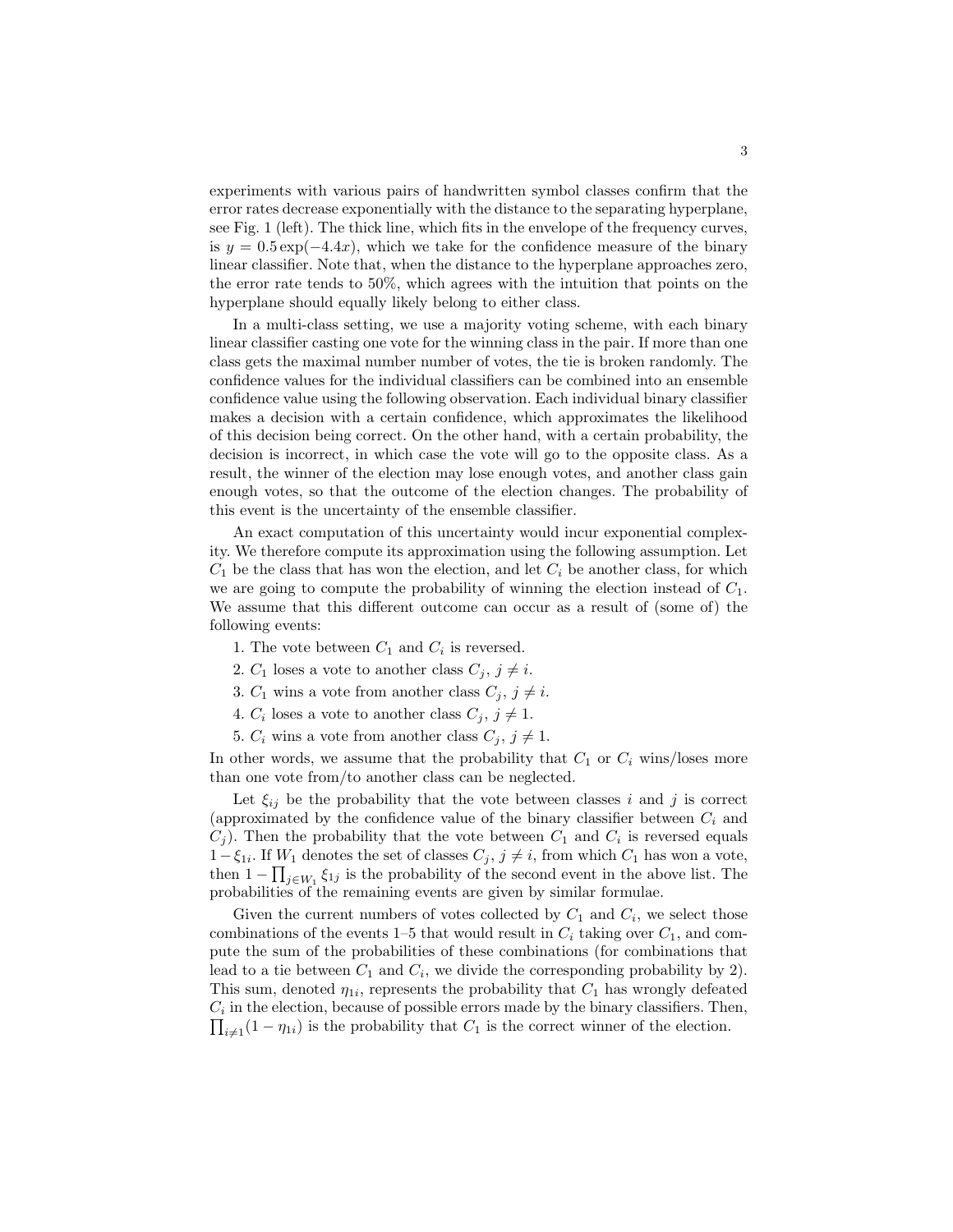experiments with various pairs of handwritten symbol classes confirm that the error rates decrease exponentially with the distance to the separating hyperplane, see Fig. 1 (left). The thick line, which fits in the envelope of the frequency curves, is $y = 0.5\exp(-4.4x)$, which we take for the confidence measure of the binary linear classifier. Note that, when the distance to the hyperplane approaches zero, the error rate tends to 50%, which agrees with the intuition that points on the hyperplane should equally likely belong to either class.

In a multi-class setting, we use a majority voting scheme, with each binary linear classifier casting one vote for the winning class in the pair. If more than one class gets the maximal number number of votes, the tie is broken randomly. The confidence values for the individual classifiers can be combined into an ensemble confidence value using the following observation. Each individual binary classifier makes a decision with a certain confidence, which approximates the likelihood of this decision being correct. On the other hand, with a certain probability, the decision is incorrect, in which case the vote will go to the opposite class. As a result, the winner of the election may lose enough votes, and another class gain enough votes, so that the outcome of the election changes. The probability of this event is the uncertainty of the ensemble classifier.

An exact computation of this uncertainty would incur exponential complexity. We therefore compute its approximation using the following assumption. Let $C_1$ be the class that has won the election, and let $C_i$ be another class, for which we are going to compute the probability of winning the election instead of $C_1$. We assume that this different outcome can occur as a result of (some of) the following events:

1. The vote between $C_1$ and $C_i$ is reversed.
2. $C_1$ loses a vote to another class $C_j$, $j \neq i$.
3. $C_1$ wins a vote from another class $C_j$, $j \neq i$.
4. $C_i$ loses a vote to another class $C_j$, $j \neq 1$.
5. $C_i$ wins a vote from another class $C_j$, $j \neq 1$.

In other words, we assume that the probability that $C_1$ or $C_i$ wins/loses more than one vote from/to another class can be neglected.

Let $\xi_{ij}$ be the probability that the vote between classes $i$ and $j$ is correct (approximated by the confidence value of the binary classifier between $C_i$ and $C_j$). Then the probability that the vote between $C_1$ and $C_i$ is reversed equals $1 - \xi_{1i}$. If $W_1$ denotes the set of classes $C_j$, $j \neq i$, from which $C_1$ has won a vote, then $1 - \prod_{j \in W_1} \xi_{1j}$ is the probability of the second event in the above list. The probabilities of the remaining events are given by similar formulae.

Given the current numbers of votes collected by $C_1$ and $C_i$, we select those combinations of the events 1–5 that would result in $C_i$ taking over $C_1$, and compute the sum of the probabilities of these combinations (for combinations that lead to a tie between $C_1$ and $C_i$, we divide the corresponding probability by 2). This sum, denoted $\eta_{1i}$, represents the probability that $C_1$ has wrongly defeated $C_i$ in the election, because of possible errors made by the binary classifiers. Then, $\prod_{i \neq 1}(1 - \eta_{1i})$ is the probability that $C_1$ is the correct winner of the election.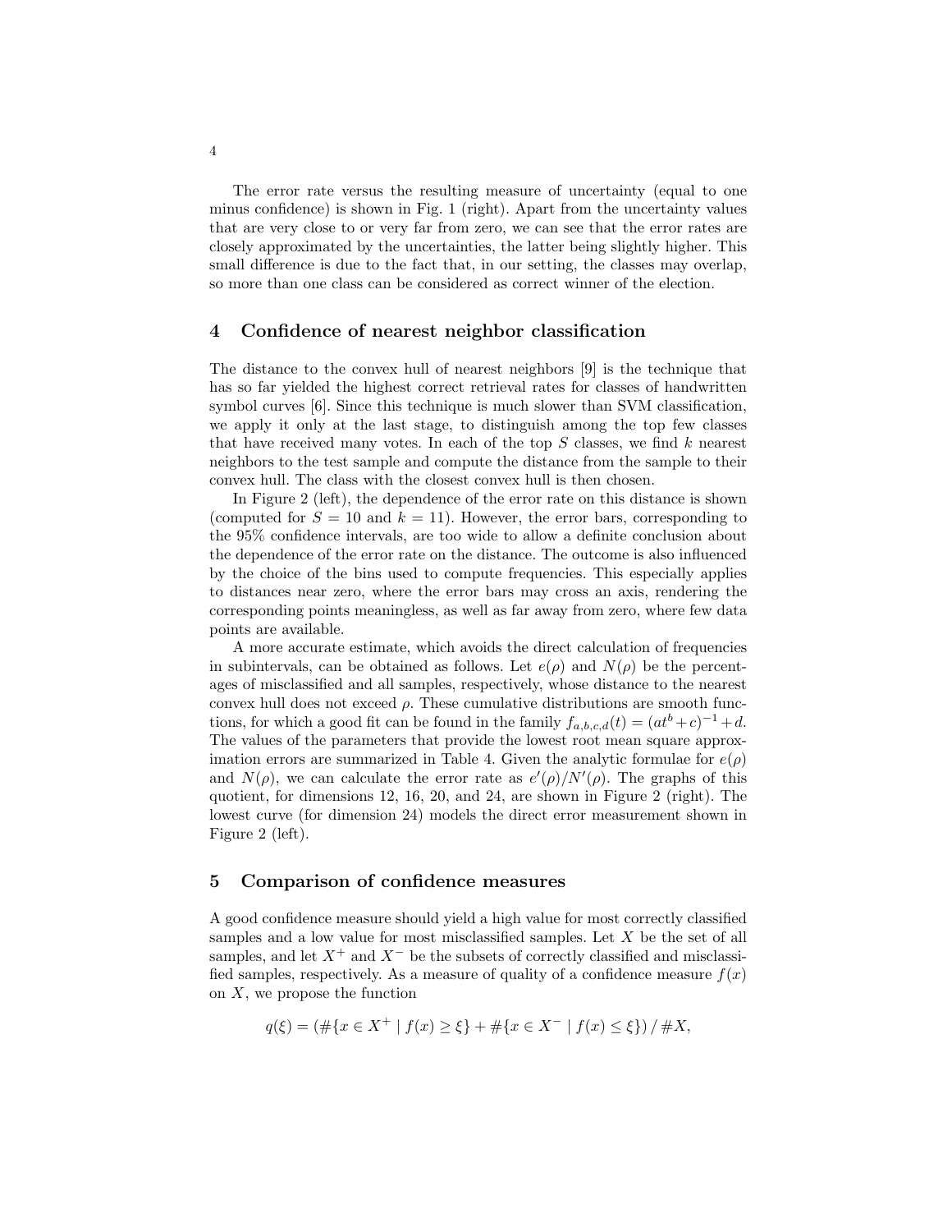The error rate versus the resulting measure of uncertainty (equal to one minus confidence) is shown in Fig. 1 (right). Apart from the uncertainty values that are very close to or very far from zero, we can see that the error rates are closely approximated by the uncertainties, the latter being slightly higher. This small difference is due to the fact that, in our setting, the classes may overlap, so more than one class can be considered as correct winner of the election.

## 4 Confidence of nearest neighbor classification

The distance to the convex hull of nearest neighbors [9] is the technique that has so far yielded the highest correct retrieval rates for classes of handwritten symbol curves [6]. Since this technique is much slower than SVM classification, we apply it only at the last stage, to distinguish among the top few classes that have received many votes. In each of the top $S$ classes, we find $k$ nearest neighbors to the test sample and compute the distance from the sample to their convex hull. The class with the closest convex hull is then chosen.

In Figure 2 (left), the dependence of the error rate on this distance is shown (computed for $S = 10$ and $k = 11$). However, the error bars, corresponding to the 95% confidence intervals, are too wide to allow a definite conclusion about the dependence of the error rate on the distance. The outcome is also influenced by the choice of the bins used to compute frequencies. This especially applies to distances near zero, where the error bars may cross an axis, rendering the corresponding points meaningless, as well as far away from zero, where few data points are available.

A more accurate estimate, which avoids the direct calculation of frequencies in subintervals, can be obtained as follows. Let $e(\rho)$ and $N(\rho)$ be the percentages of misclassified and all samples, respectively, whose distance to the nearest convex hull does not exceed $\rho$. These cumulative distributions are smooth functions, for which a good fit can be found in the family $f_{a,b,c,d}(t) = (at^b + c)^{-1} + d$. The values of the parameters that provide the lowest root mean square approximation errors are summarized in Table 4. Given the analytic formulae for $e(\rho)$ and $N(\rho)$, we can calculate the error rate as $e'(\rho)/N'(\rho)$. The graphs of this quotient, for dimensions 12, 16, 20, and 24, are shown in Figure 2 (right). The lowest curve (for dimension 24) models the direct error measurement shown in Figure 2 (left).

## 5 Comparison of confidence measures

A good confidence measure should yield a high value for most correctly classified samples and a low value for most misclassified samples. Let $X$ be the set of all samples, and let $X^+$ and $X^-$ be the subsets of correctly classified and misclassified samples, respectively. As a measure of quality of a confidence measure $f(x)$ on $X$, we propose the function

$$q(\xi) = \left(\#\{x \in X^+ \mid f(x) \geq \xi\} + \#\{x \in X^- \mid f(x) \leq \xi\}\right) / \#X,$$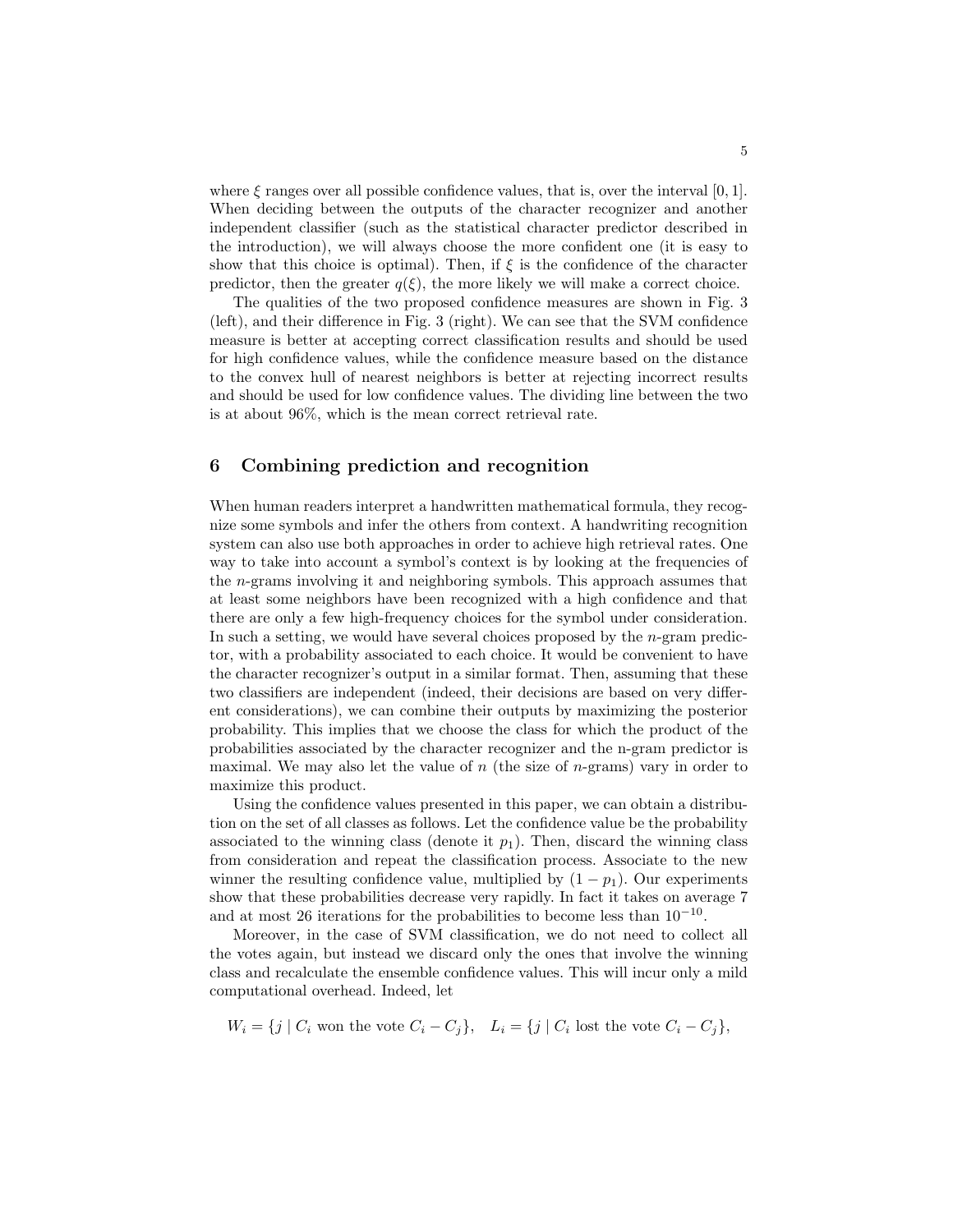where $\xi$ ranges over all possible confidence values, that is, over the interval $[0, 1]$. When deciding between the outputs of the character recognizer and another independent classifier (such as the statistical character predictor described in the introduction), we will always choose the more confident one (it is easy to show that this choice is optimal). Then, if $\xi$ is the confidence of the character predictor, then the greater $q(\xi)$, the more likely we will make a correct choice.

The qualities of the two proposed confidence measures are shown in Fig. 3 (left), and their difference in Fig. 3 (right). We can see that the SVM confidence measure is better at accepting correct classification results and should be used for high confidence values, while the confidence measure based on the distance to the convex hull of nearest neighbors is better at rejecting incorrect results and should be used for low confidence values. The dividing line between the two is at about 96%, which is the mean correct retrieval rate.

## 6 Combining prediction and recognition

When human readers interpret a handwritten mathematical formula, they recognize some symbols and infer the others from context. A handwriting recognition system can also use both approaches in order to achieve high retrieval rates. One way to take into account a symbol's context is by looking at the frequencies of the $n$-grams involving it and neighboring symbols. This approach assumes that at least some neighbors have been recognized with a high confidence and that there are only a few high-frequency choices for the symbol under consideration. In such a setting, we would have several choices proposed by the $n$-gram predictor, with a probability associated to each choice. It would be convenient to have the character recognizer's output in a similar format. Then, assuming that these two classifiers are independent (indeed, their decisions are based on very different considerations), we can combine their outputs by maximizing the posterior probability. This implies that we choose the class for which the product of the probabilities associated by the character recognizer and the n-gram predictor is maximal. We may also let the value of $n$ (the size of $n$-grams) vary in order to maximize this product.

Using the confidence values presented in this paper, we can obtain a distribution on the set of all classes as follows. Let the confidence value be the probability associated to the winning class (denote it $p_1$). Then, discard the winning class from consideration and repeat the classification process. Associate to the new winner the resulting confidence value, multiplied by $(1 - p_1)$. Our experiments show that these probabilities decrease very rapidly. In fact it takes on average 7 and at most 26 iterations for the probabilities to become less than $10^{-10}$.

Moreover, in the case of SVM classification, we do not need to collect all the votes again, but instead we discard only the ones that involve the winning class and recalculate the ensemble confidence values. This will incur only a mild computational overhead. Indeed, let

$$W_i = \{j \mid C_i \text{ won the vote } C_i - C_j\}, \quad L_i = \{j \mid C_i \text{ lost the vote } C_i - C_j\},$$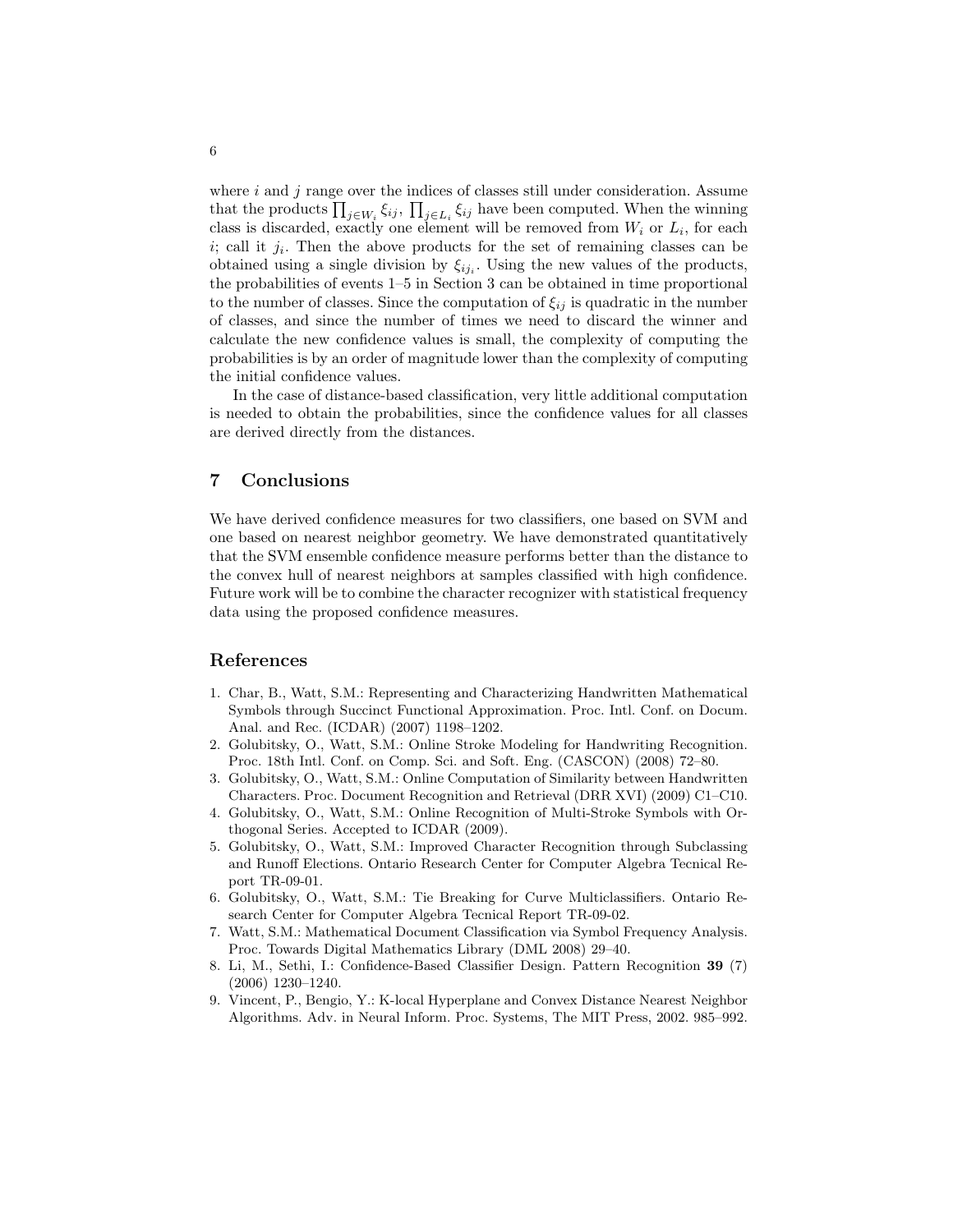where $i$ and $j$ range over the indices of classes still under consideration. Assume that the products $\prod_{j \in W_i} \xi_{ij}$, $\prod_{j \in L_i} \xi_{ij}$ have been computed. When the winning class is discarded, exactly one element will be removed from $W_i$ or $L_i$, for each $i$; call it $j_i$. Then the above products for the set of remaining classes can be obtained using a single division by $\xi_{ij_i}$. Using the new values of the products, the probabilities of events 1–5 in Section 3 can be obtained in time proportional to the number of classes. Since the computation of $\xi_{ij}$ is quadratic in the number of classes, and since the number of times we need to discard the winner and calculate the new confidence values is small, the complexity of computing the probabilities is by an order of magnitude lower than the complexity of computing the initial confidence values.

In the case of distance-based classification, very little additional computation is needed to obtain the probabilities, since the confidence values for all classes are derived directly from the distances.

## 7 Conclusions

We have derived confidence measures for two classifiers, one based on SVM and one based on nearest neighbor geometry. We have demonstrated quantitatively that the SVM ensemble confidence measure performs better than the distance to the convex hull of nearest neighbors at samples classified with high confidence. Future work will be to combine the character recognizer with statistical frequency data using the proposed confidence measures.

## References

1. Char, B., Watt, S.M.: Representing and Characterizing Handwritten Mathematical Symbols through Succinct Functional Approximation. Proc. Intl. Conf. on Docum. Anal. and Rec. (ICDAR) (2007) 1198–1202.
2. Golubitsky, O., Watt, S.M.: Online Stroke Modeling for Handwriting Recognition. Proc. 18th Intl. Conf. on Comp. Sci. and Soft. Eng. (CASCON) (2008) 72–80.
3. Golubitsky, O., Watt, S.M.: Online Computation of Similarity between Handwritten Characters. Proc. Document Recognition and Retrieval (DRR XVI) (2009) C1–C10.
4. Golubitsky, O., Watt, S.M.: Online Recognition of Multi-Stroke Symbols with Orthogonal Series. Accepted to ICDAR (2009).
5. Golubitsky, O., Watt, S.M.: Improved Character Recognition through Subclassing and Runoff Elections. Ontario Research Center for Computer Algebra Tecnical Report TR-09-01.
6. Golubitsky, O., Watt, S.M.: Tie Breaking for Curve Multiclassifiers. Ontario Research Center for Computer Algebra Tecnical Report TR-09-02.
7. Watt, S.M.: Mathematical Document Classification via Symbol Frequency Analysis. Proc. Towards Digital Mathematics Library (DML 2008) 29–40.
8. Li, M., Sethi, I.: Confidence-Based Classifier Design. Pattern Recognition **39** (7) (2006) 1230–1240.
9. Vincent, P., Bengio, Y.: K-local Hyperplane and Convex Distance Nearest Neighbor Algorithms. Adv. in Neural Inform. Proc. Systems, The MIT Press, 2002. 985–992.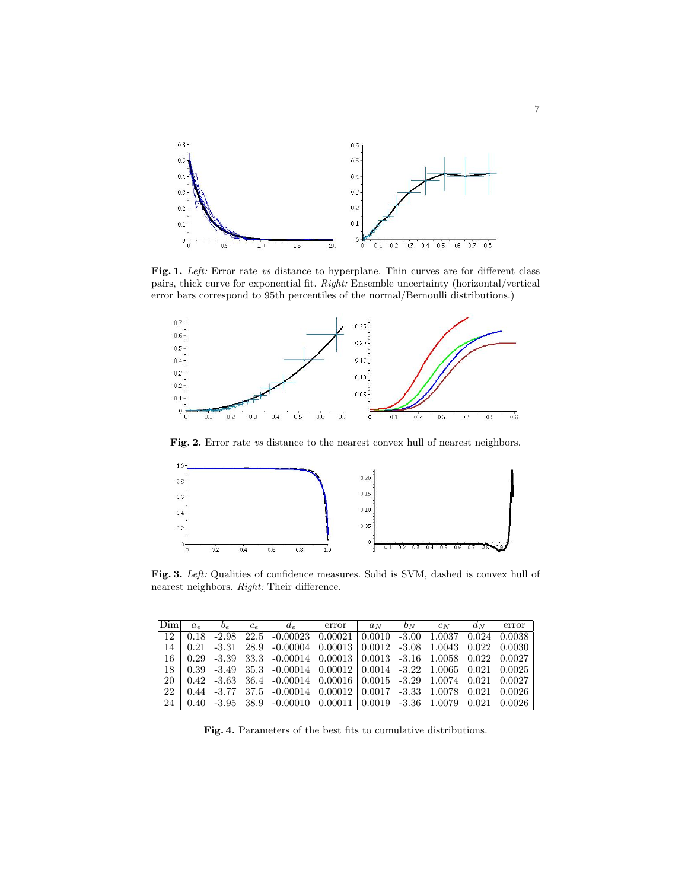0.6
0.5
0.4
0.3
0.2
0.1
0
0 0.5 1.0 1.5 2.0

0.6
0.5
0.4
0.3
0.2
0.1
0
0 0.1 0.2 0.3 0.4 0.5 0.6 0.7 0.8

**Fig. 1.** *Left:* Error rate *vs* distance to hyperplane. Thin curves are for different class pairs, thick curve for exponential fit. *Right:* Ensemble uncertainty (horizontal/vertical error bars correspond to 95th percentiles of the normal/Bernoulli distributions.)

0.7
0.6
0.5
0.4
0.3
0.2
0.1
0
0 0.1 0.2 0.3 0.4 0.5 0.6 0.7

0.25
0.20
0.15
0.10
0.05
0 0.1 0.2 0.3 0.4 0.5 0.6

**Fig. 2.** Error rate *vs* distance to the nearest convex hull of nearest neighbors.

1.0
0.8
0.6
0.4
0.2
0
0 0.2 0.4 0.6 0.8 1.0

0.20
0.15
0.10
0.05
0
0.1 0.2 0.3 0.4 0.5 0.6 0.7 0.8 0.9

**Fig. 3.** *Left:* Qualities of confidence measures. Solid is SVM, dashed is convex hull of nearest neighbors. *Right:* Their difference.

| Dim | $a_e$ | $b_e$ | $c_e$ | $d_e$ | error | $a_N$ | $b_N$ | $c_N$ | $d_N$ | error |
|---|---|---|---|---|---|---|---|---|---|---|
| 12 | 0.18 | -2.98 | 22.5 | -0.00023 | 0.00021 | 0.0010 | -3.00 | 1.0037 | 0.024 | 0.0038 |
| 14 | 0.21 | -3.31 | 28.9 | -0.00004 | 0.00013 | 0.0012 | -3.08 | 1.0043 | 0.022 | 0.0030 |
| 16 | 0.29 | -3.39 | 33.3 | -0.00014 | 0.00013 | 0.0013 | -3.16 | 1.0058 | 0.022 | 0.0027 |
| 18 | 0.39 | -3.49 | 35.3 | -0.00014 | 0.00012 | 0.0014 | -3.22 | 1.0065 | 0.021 | 0.0025 |
| 20 | 0.42 | -3.63 | 36.4 | -0.00014 | 0.00016 | 0.0015 | -3.29 | 1.0074 | 0.021 | 0.0027 |
| 22 | 0.44 | -3.77 | 37.5 | -0.00014 | 0.00012 | 0.0017 | -3.33 | 1.0078 | 0.021 | 0.0026 |
| 24 | 0.40 | -3.95 | 38.9 | -0.00010 | 0.00011 | 0.0019 | -3.36 | 1.0079 | 0.021 | 0.0026 |

**Fig. 4.** Parameters of the best fits to cumulative distributions.